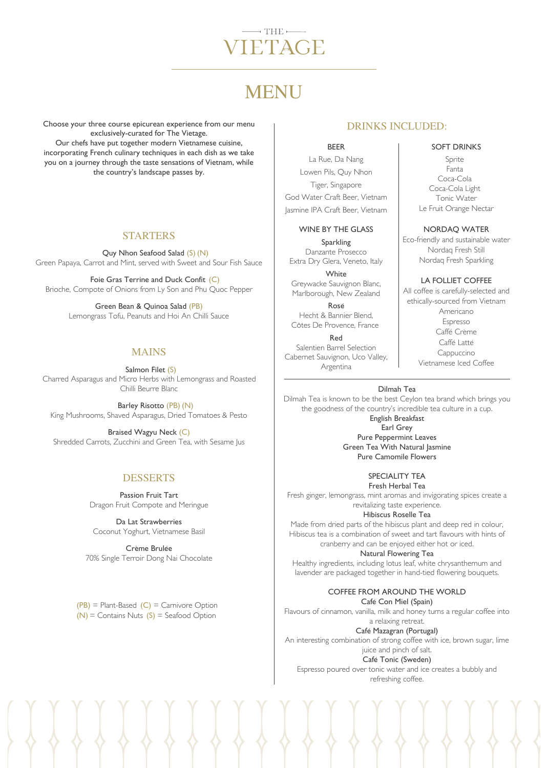THE

# VIETAGE

# MENU

Choose your three course epicurean experience from our menu exclusively-curated for The Vietage.
Our chefs have put together modern Vietnamese cuisine, incorporating French culinary techniques in each dish as we take you on a journey through the taste sensations of Vietnam, while the country's landscape passes by.

## STARTERS

**Quy Nhon Seafood Salad (S) (N)**
Green Papaya, Carrot and Mint, served with Sweet and Sour Fish Sauce

**Foie Gras Terrine and Duck Confit (C)**
Brioche, Compote of Onions from Ly Son and Phu Quoc Pepper

**Green Bean & Quinoa Salad (PB)**
Lemongrass Tofu, Peanuts and Hoi An Chilli Sauce

## MAINS

**Salmon Filet (S)**
Charred Asparagus and Micro Herbs with Lemongrass and Roasted Chilli Beurre Blanc

**Barley Risotto (PB) (N)**
King Mushrooms, Shaved Asparagus, Dried Tomatoes & Pesto

**Braised Wagyu Neck (C)**
Shredded Carrots, Zucchini and Green Tea, with Sesame Jus

## DESSERTS

**Passion Fruit Tart**
Dragon Fruit Compote and Meringue

**Da Lat Strawberries**
Coconut Yoghurt, Vietnamese Basil

**Crème Brulée**
70% Single Terroir Dong Nai Chocolate

(PB) = Plant-Based (C) = Carnivore Option
(N) = Contains Nuts (S) = Seafood Option

## DRINKS INCLUDED:

### BEER

La Rue, Da Nang
Lowen Pils, Quy Nhon
Tiger, Singapore
God Water Craft Beer, Vietnam
Jasmine IPA Craft Beer, Vietnam

### WINE BY THE GLASS

**Sparkling**
Danzante Prosecco
Extra Dry Glera, Veneto, Italy

**White**
Greywacke Sauvignon Blanc, Marlborough, New Zealand

**Rosé**
Hecht & Bannier Blend, Côtes De Provence, France

**Red**
Salentien Barrel Selection Cabernet Sauvignon, Uco Valley, Argentina

### SOFT DRINKS

Sprite
Fanta
Coca-Cola
Coca-Cola Light
Tonic Water
Le Fruit Orange Nectar

### NORDAQ WATER

Eco-friendly and sustainable water
Nordaq Fresh Still
Nordaq Fresh Sparkling

### LA FOLLIET COFFEE

All coffee is carefully-selected and ethically-sourced from Vietnam
Americano
Espresso
Caffé Crème
Caffé Latté
Cappuccino
Vietnamese Iced Coffee

### Dilmah Tea

Dilmah Tea is known to be the best Ceylon tea brand which brings you the goodness of the country's incredible tea culture in a cup.

English Breakfast
Earl Grey
Pure Peppermint Leaves
Green Tea With Natural Jasmine
Pure Camomile Flowers

### SPECIALITY TEA

**Fresh Herbal Tea**
Fresh ginger, lemongrass, mint aromas and invigorating spices create a revitalizing taste experience.

**Hibiscus Roselle Tea**
Made from dried parts of the hibiscus plant and deep red in colour, Hibiscus tea is a combination of sweet and tart flavours with hints of cranberry and can be enjoyed either hot or iced.

**Natural Flowering Tea**
Healthy ingredients, including lotus leaf, white chrysanthemum and lavender are packaged together in hand-tied flowering bouquets.

### COFFEE FROM AROUND THE WORLD

**Café Con Miel (Spain)**
Flavours of cinnamon, vanilla, milk and honey turns a regular coffee into a relaxing retreat.

**Café Mazagran (Portugal)**
An interesting combination of strong coffee with ice, brown sugar, lime juice and pinch of salt.

**Café Tonic (Sweden)**
Espresso poured over tonic water and ice creates a bubbly and refreshing coffee.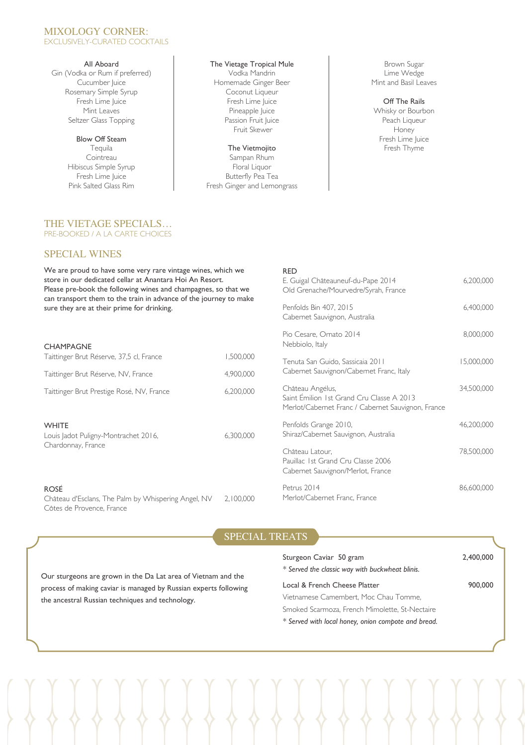## MIXOLOGY CORNER:
EXCLUSIVELY-CURATED COCKTAILS

**All Aboard**
Gin (Vodka or Rum if preferred)
Cucumber Juice
Rosemary Simple Syrup
Fresh Lime Juice
Mint Leaves
Seltzer Glass Topping

**Blow Off Steam**
Tequila
Cointreau
Hibiscus Simple Syrup
Fresh Lime Juice
Pink Salted Glass Rim

**The Vietage Tropical Mule**
Vodka Mandrin
Homemade Ginger Beer
Coconut Liqueur
Fresh Lime Juice
Pineapple Juice
Passion Fruit Juice
Fruit Skewer

**The Vietmojito**
Sampan Rhum
Floral Liquor
Butterfly Pea Tea
Fresh Ginger and Lemongrass
Brown Sugar
Lime Wedge
Mint and Basil Leaves

**Off The Rails**
Whisky or Bourbon
Peach Liqueur
Honey
Fresh Lime Juice
Fresh Thyme

## THE VIETAGE SPECIALS…
PRE-BOOKED / A LA CARTE CHOICES

### SPECIAL WINES

We are proud to have some very rare vintage wines, which we store in our dedicated cellar at Anantara Hoi An Resort. Please pre-book the following wines and champagnes, so that we can transport them to the train in advance of the journey to make sure they are at their prime for drinking.

**CHAMPAGNE**

| | |
|---|---|
| Taittinger Brut Réserve, 37,5 cl, France | 1,500,000 |
| Taittinger Brut Réserve, NV, France | 4,900,000 |
| Taittinger Brut Prestige Rosé, NV, France | 6,200,000 |

**WHITE**

| | |
|---|---|
| Louis Jadot Puligny-Montrachet 2016, Chardonnay, France | 6,300,000 |

**ROSÉ**

| | |
|---|---|
| Château d'Esclans, The Palm by Whispering Angel, NV Côtes de Provence, France | 2,100,000 |

**RED**

| | |
|---|---|
| E. Guigal Châteauneuf-du-Pape 2014, Old Grenache/Mourvedre/Syrah, France | 6,200,000 |
| Penfolds Bin 407, 2015, Cabernet Sauvignon, Australia | 6,400,000 |
| Pio Cesare, Ornato 2014, Nebbiolo, Italy | 8,000,000 |
| Tenuta San Guido, Sassicaia 2011, Cabernet Sauvignon/Cabernet Franc, Italy | 15,000,000 |
| Château Angélus, Saint Émilion 1st Grand Cru Classe A 2013, Merlot/Cabernet Franc / Cabernet Sauvignon, France | 34,500,000 |
| Penfolds Grange 2010, Shiraz/Cabernet Sauvignon, Australia | 46,200,000 |
| Château Latour, Pauillac 1st Grand Cru Classe 2006, Cabernet Sauvignon/Merlot, France | 78,500,000 |
| Petrus 2014, Merlot/Cabernet Franc, France | 86,600,000 |

### SPECIAL TREATS

Our sturgeons are grown in the Da Lat area of Vietnam and the process of making caviar is managed by Russian experts following the ancestral Russian techniques and technology.

| | |
|---|---|
| Sturgeon Caviar 50 gram<br>*\* Served the classic way with buckwheat blinis.* | 2,400,000 |
| Local & French Cheese Platter<br>Vietnamese Camembert, Moc Chau Tomme, Smoked Scarmoza, French Mimolette, St-Nectaire<br>*\* Served with local honey, onion compote and bread.* | 900,000 |